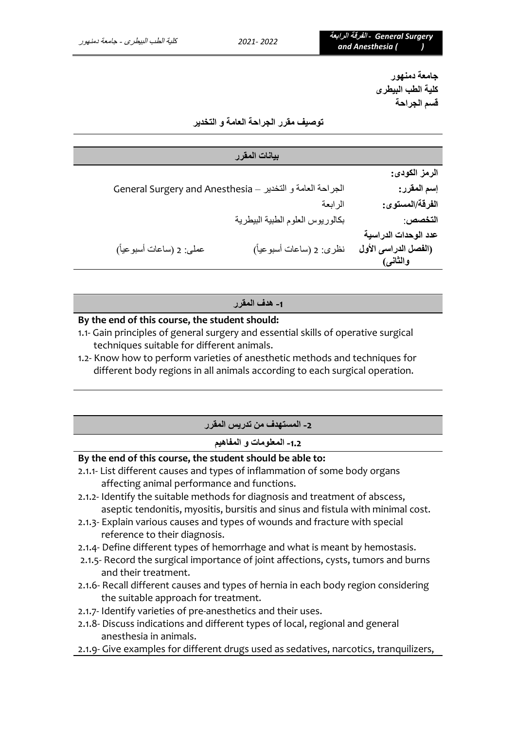**جامعة دمنهور**
**كلية الطب البيطرى**
**قسم الجراحة**

## توصيف مقرر الجراحة العامة و التخدير

| بيانات المقرر | | |
|---|---|---|
| **الرمز الكودى:** | | |
| **إسم المقرر:** | الجراحة العامة و التخدير – General Surgery and Anesthesia | |
| **الفرقة/المستوى:** | الرابعة | |
| **التخصص:** | بكالوريوس العلوم الطبية البيطرية | |
| **عدد الوحدات الدراسية (الفصل الدراسى الأول والثانى)** | نظرى: 2 (ساعات أسبوعياً) | عملى: 2 (ساعات أسبوعياً) |

### 1- هدف المقرر

**By the end of this course, the student should:**

1.1- Gain principles of general surgery and essential skills of operative surgical techniques suitable for different animals.

1.2- Know how to perform varieties of anesthetic methods and techniques for different body regions in all animals according to each surgical operation.

### 2- المستهدف من تدريس المقرر

#### 1.2- المعلومات و المفاهيم

**By the end of this course, the student should be able to:**

2.1.1- List different causes and types of inflammation of some body organs affecting animal performance and functions.

2.1.2- Identify the suitable methods for diagnosis and treatment of abscess, aseptic tendonitis, myositis, bursitis and sinus and fistula with minimal cost.

2.1.3- Explain various causes and types of wounds and fracture with special reference to their diagnosis.

2.1.4- Define different types of hemorrhage and what is meant by hemostasis.

2.1.5- Record the surgical importance of joint affections, cysts, tumors and burns and their treatment.

2.1.6- Recall different causes and types of hernia in each body region considering the suitable approach for treatment.

2.1.7- Identify varieties of pre-anesthetics and their uses.

2.1.8- Discuss indications and different types of local, regional and general anesthesia in animals.

2.1.9- Give examples for different drugs used as sedatives, narcotics, tranquilizers,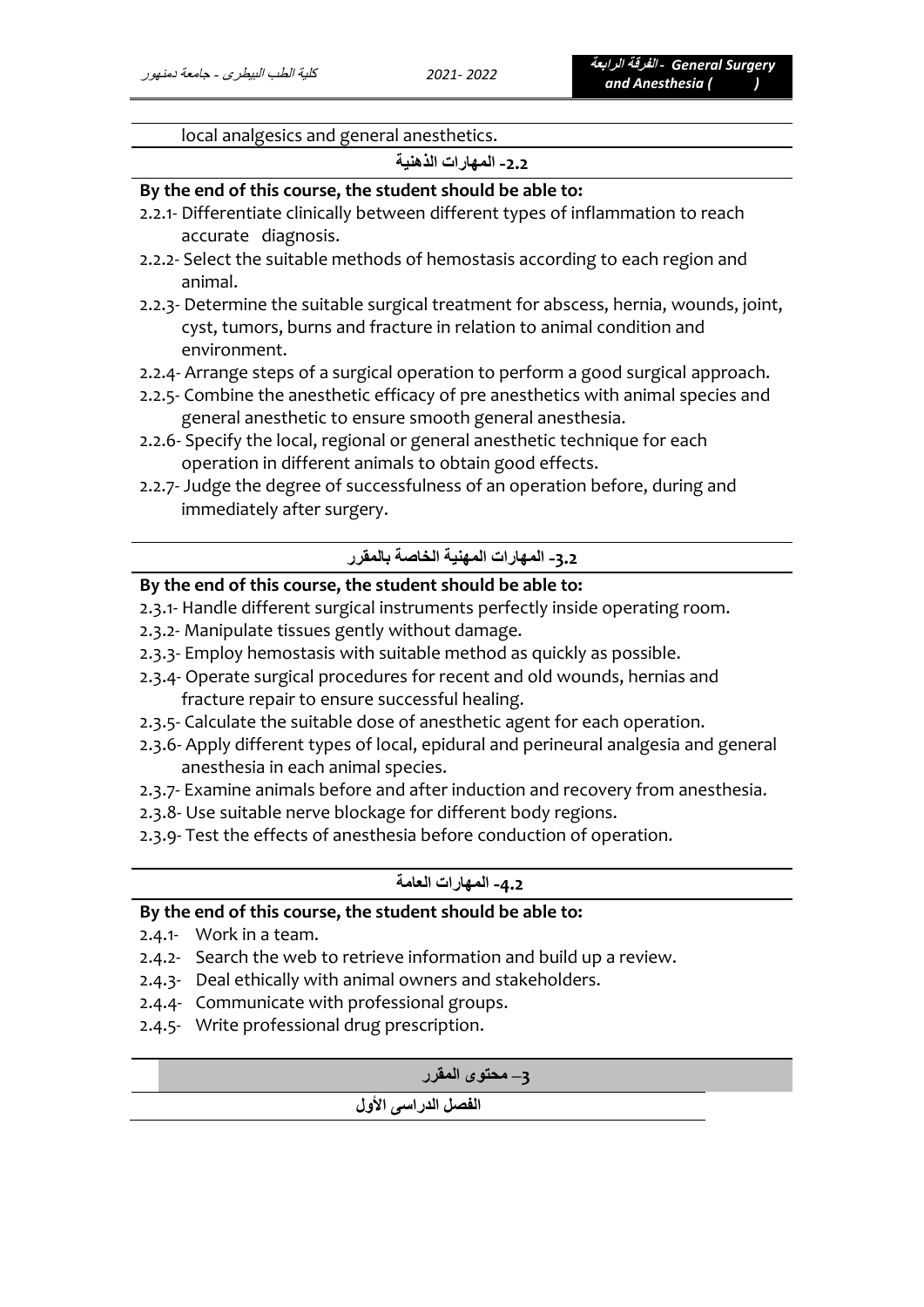local analgesics and general anesthetics.

### 2.2- المهارات الذهنية

**By the end of this course, the student should be able to:**

2.2.1- Differentiate clinically between different types of inflammation to reach accurate diagnosis.

2.2.2- Select the suitable methods of hemostasis according to each region and animal.

2.2.3- Determine the suitable surgical treatment for abscess, hernia, wounds, joint, cyst, tumors, burns and fracture in relation to animal condition and environment.

2.2.4- Arrange steps of a surgical operation to perform a good surgical approach.

2.2.5- Combine the anesthetic efficacy of pre anesthetics with animal species and general anesthetic to ensure smooth general anesthesia.

2.2.6- Specify the local, regional or general anesthetic technique for each operation in different animals to obtain good effects.

2.2.7- Judge the degree of successfulness of an operation before, during and immediately after surgery.

### 3.2- المهارات المهنية الخاصة بالمقرر

**By the end of this course, the student should be able to:**

2.3.1- Handle different surgical instruments perfectly inside operating room.

2.3.2- Manipulate tissues gently without damage.

2.3.3- Employ hemostasis with suitable method as quickly as possible.

2.3.4- Operate surgical procedures for recent and old wounds, hernias and fracture repair to ensure successful healing.

2.3.5- Calculate the suitable dose of anesthetic agent for each operation.

2.3.6- Apply different types of local, epidural and perineural analgesia and general anesthesia in each animal species.

2.3.7- Examine animals before and after induction and recovery from anesthesia.

2.3.8- Use suitable nerve blockage for different body regions.

2.3.9- Test the effects of anesthesia before conduction of operation.

### 4.2- المهارات العامة

**By the end of this course, the student should be able to:**

2.4.1- Work in a team.

2.4.2- Search the web to retrieve information and build up a review.

2.4.3- Deal ethically with animal owners and stakeholders.

2.4.4- Communicate with professional groups.

2.4.5- Write professional drug prescription.

## 3– محتوى المقرر

### الفصل الدراسى الأول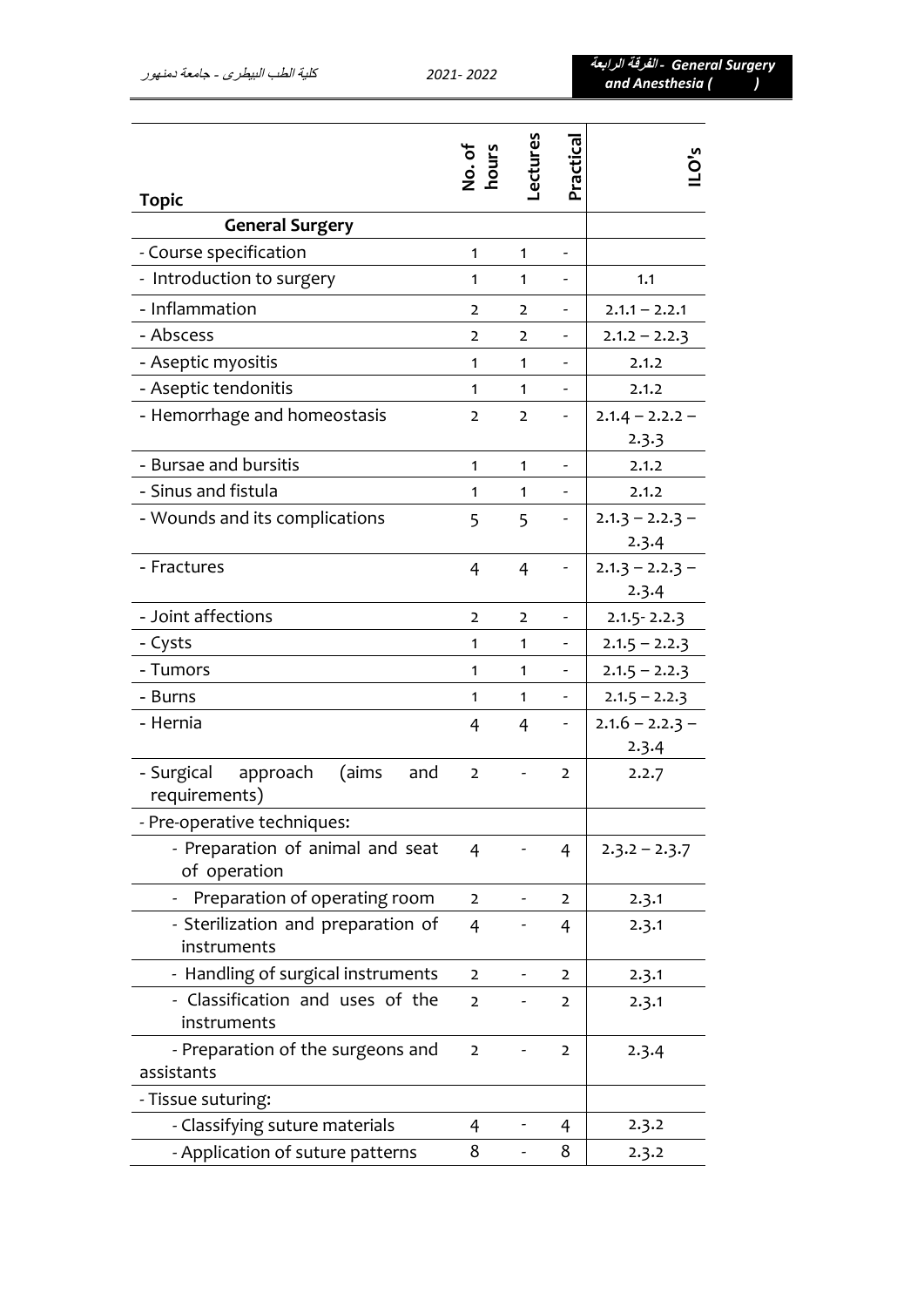| Topic | No. of hours | Lectures | Practical | ILO's |
|---|---|---|---|---|
| **General Surgery** | | | | |
| - Course specification | 1 | 1 | - | |
| - Introduction to surgery | 1 | 1 | - | 1.1 |
| - Inflammation | 2 | 2 | - | 2.1.1 – 2.2.1 |
| - Abscess | 2 | 2 | - | 2.1.2 – 2.2.3 |
| - Aseptic myositis | 1 | 1 | - | 2.1.2 |
| - Aseptic tendonitis | 1 | 1 | - | 2.1.2 |
| - Hemorrhage and homeostasis | 2 | 2 | - | 2.1.4 – 2.2.2 – 2.3.3 |
| - Bursae and bursitis | 1 | 1 | - | 2.1.2 |
| - Sinus and fistula | 1 | 1 | - | 2.1.2 |
| - Wounds and its complications | 5 | 5 | - | 2.1.3 – 2.2.3 – 2.3.4 |
| - Fractures | 4 | 4 | - | 2.1.3 – 2.2.3 – 2.3.4 |
| - Joint affections | 2 | 2 | - | 2.1.5- 2.2.3 |
| - Cysts | 1 | 1 | - | 2.1.5 – 2.2.3 |
| - Tumors | 1 | 1 | - | 2.1.5 – 2.2.3 |
| - Burns | 1 | 1 | - | 2.1.5 – 2.2.3 |
| - Hernia | 4 | 4 | - | 2.1.6 – 2.2.3 – 2.3.4 |
| - Surgical approach (aims and requirements) | 2 | - | 2 | 2.2.7 |
| - Pre-operative techniques: | | | | |
| - Preparation of animal and seat of operation | 4 | - | 4 | 2.3.2 – 2.3.7 |
| - Preparation of operating room | 2 | - | 2 | 2.3.1 |
| - Sterilization and preparation of instruments | 4 | - | 4 | 2.3.1 |
| - Handling of surgical instruments | 2 | - | 2 | 2.3.1 |
| - Classification and uses of the instruments | 2 | - | 2 | 2.3.1 |
| - Preparation of the surgeons and assistants | 2 | - | 2 | 2.3.4 |
| - Tissue suturing: | | | | |
| - Classifying suture materials | 4 | - | 4 | 2.3.2 |
| - Application of suture patterns | 8 | - | 8 | 2.3.2 |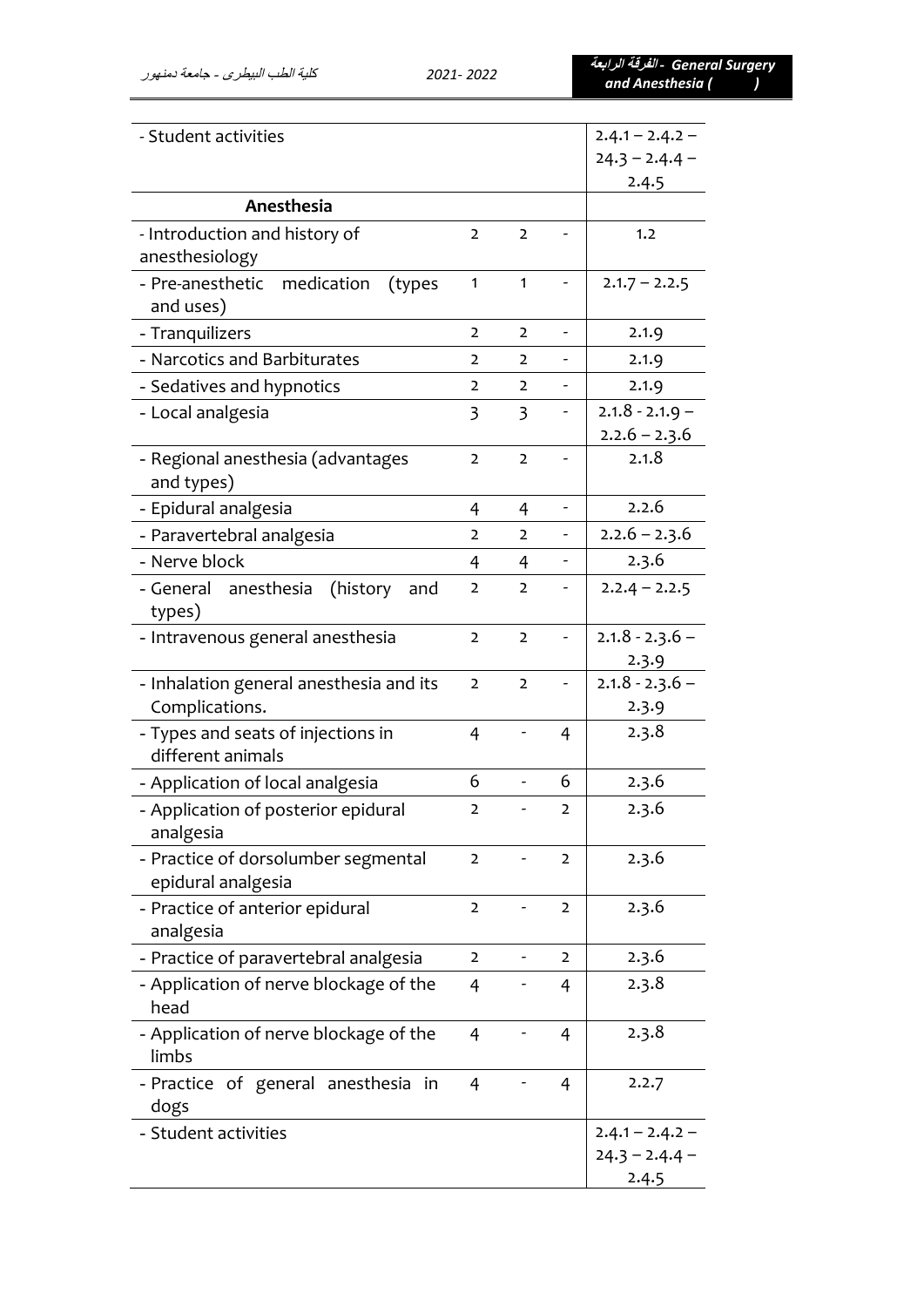| | | | | |
|---|---|---|---|---|
| - Student activities | | | | 2.4.1 – 2.4.2 – 24.3 – 2.4.4 – 2.4.5 |
| **Anesthesia** | | | | |
| - Introduction and history of anesthesiology | 2 | 2 | - | 1.2 |
| - Pre-anesthetic medication (types and uses) | 1 | 1 | - | 2.1.7 – 2.2.5 |
| - Tranquilizers | 2 | 2 | - | 2.1.9 |
| - Narcotics and Barbiturates | 2 | 2 | - | 2.1.9 |
| - Sedatives and hypnotics | 2 | 2 | - | 2.1.9 |
| - Local analgesia | 3 | 3 | - | 2.1.8 - 2.1.9 – 2.2.6 – 2.3.6 |
| - Regional anesthesia (advantages and types) | 2 | 2 | - | 2.1.8 |
| - Epidural analgesia | 4 | 4 | - | 2.2.6 |
| - Paravertebral analgesia | 2 | 2 | - | 2.2.6 – 2.3.6 |
| - Nerve block | 4 | 4 | - | 2.3.6 |
| - General anesthesia (history and types) | 2 | 2 | - | 2.2.4 – 2.2.5 |
| - Intravenous general anesthesia | 2 | 2 | - | 2.1.8 - 2.3.6 – 2.3.9 |
| - Inhalation general anesthesia and its Complications. | 2 | 2 | - | 2.1.8 - 2.3.6 – 2.3.9 |
| - Types and seats of injections in different animals | 4 | - | 4 | 2.3.8 |
| - Application of local analgesia | 6 | - | 6 | 2.3.6 |
| - Application of posterior epidural analgesia | 2 | - | 2 | 2.3.6 |
| - Practice of dorsolumber segmental epidural analgesia | 2 | - | 2 | 2.3.6 |
| - Practice of anterior epidural analgesia | 2 | - | 2 | 2.3.6 |
| - Practice of paravertebral analgesia | 2 | - | 2 | 2.3.6 |
| - Application of nerve blockage of the head | 4 | - | 4 | 2.3.8 |
| - Application of nerve blockage of the limbs | 4 | - | 4 | 2.3.8 |
| - Practice of general anesthesia in dogs | 4 | - | 4 | 2.2.7 |
| - Student activities | | | | 2.4.1 – 2.4.2 – 24.3 – 2.4.4 – 2.4.5 |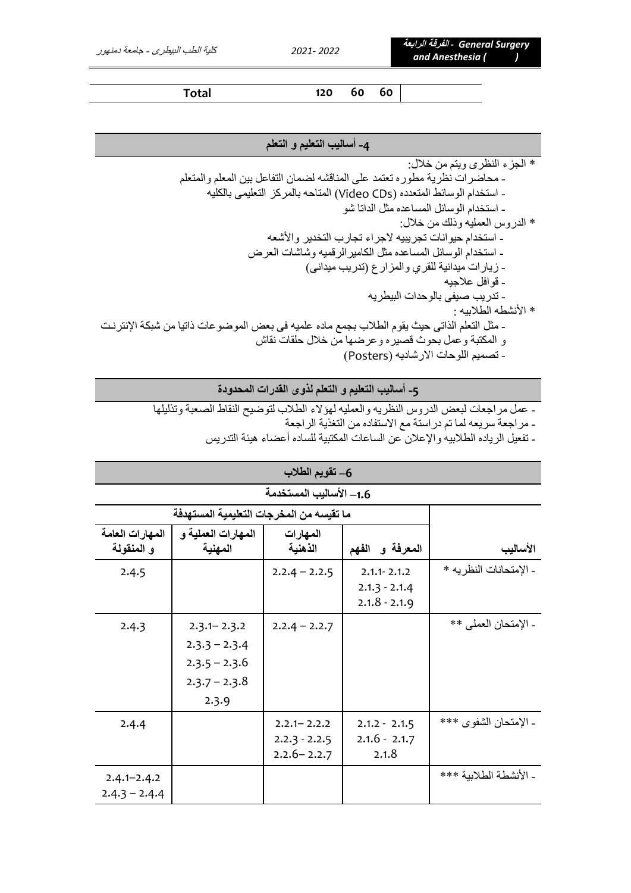| Total | 120 | 60 | 60 | |
|---|---|---|---|---|

## 4- أساليب التعليم و التعلم

* الجزء النظرى ويتم من خلال:
- محاضرات نظرية مطوره تعتمد على المناقشه لضمان التفاعل بين المعلم والمتعلم
- استخدام الوسائط المتعدده (Video CDs) المتاحه بالمركز التعليمى بالكليه
- استخدام الوسائل المساعده مثل الداتا شو

* الدروس العمليه وذلك من خلال:
- استخدام حيوانات تجريبيه لاجراء تجارب التخدير والأشعه
- استخدام الوسائل المساعده مثل الكاميرالرقميه وشاشات العرض
- زيارات ميدانية للقري والمزارع (تدريب ميدانى)
- قوافل علاجيه
- تدريب صيفى بالوحدات البيطريه

* الأنشطه الطلابيه :
- مثل التعلم الذاتى حيث يقوم الطلاب بجمع ماده علميه فى بعض الموضوعات ذاتيا من شبكة الإنترنت و المكتبة وعمل بحوث قصيره وعرضها من خلال حلقات نقاش
- تصميم اللوحات الارشاديه (Posters)

## 5- أساليب التعليم و التعلم لذوى القدرات المحدودة

- عمل مراجعات لبعض الدروس النظريه والعمليه لهؤلاء الطلاب لتوضيح النقاط الصعبة وتذليلها
- مراجعة سريعه لما تم دراستة مع الاستفاده من التغذية الراجعة
- تفعيل الرياده الطلابيه والإعلان عن الساعات المكتبية للساده أعضاء هيئة التدريس

## 6– تقويم الطلاب

### 1.6– الأساليب المستخدمة

| الأساليب | ما تقيسه من المخرجات التعليمية المستهدفة | | | |
|---|---|---|---|---|
| | المعرفة و الفهم | المهارات الذهنية | المهارات العملية و المهنية | المهارات العامة و المنقولة |
| - الإمتحانات النظريه * | 2.1.1- 2.1.2<br>2.1.3 - 2.1.4<br>2.1.8 - 2.1.9 | 2.2.4 – 2.2.5 | | 2.4.5 |
| - الإمتحان العملى ** | | 2.2.4 – 2.2.7 | 2.3.1– 2.3.2<br>2.3.3 – 2.3.4<br>2.3.5 – 2.3.6<br>2.3.7 – 2.3.8<br>2.3.9 | 2.4.3 |
| - الإمتحان الشفوى *** | 2.1.2 - 2.1.5<br>2.1.6 - 2.1.7<br>2.1.8 | 2.2.1– 2.2.2<br>2.2.3 - 2.2.5<br>2.2.6– 2.2.7 | | 2.4.4 |
| - الأنشطة الطلابية *** | | | | 2.4.1–2.4.2<br>2.4.3 – 2.4.4 |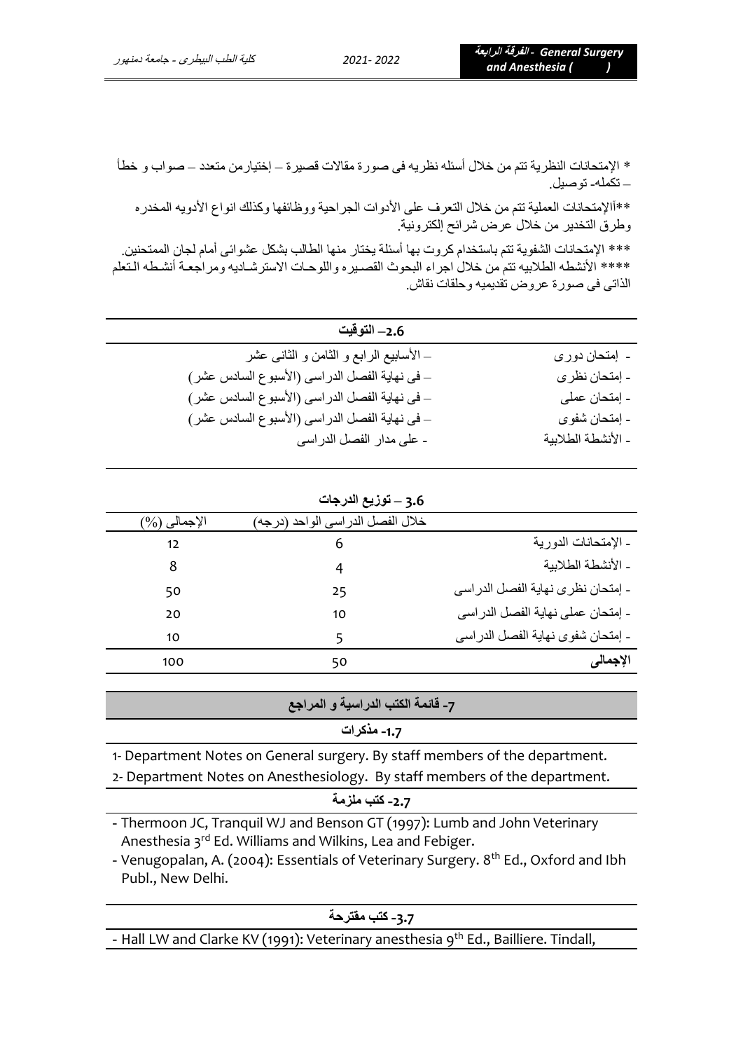* الإمتحانات النظرية تتم من خلال أسئله نظريه فى صورة مقالات قصيرة – إختيارمن متعدد – صواب و خطأ – تكمله- توصيل.

**اًالإمتحانات العملية تتم من خلال التعرف على الأدوات الجراحية ووظائفها وكذلك انواع الأدويه المخدره وطرق التخدير من خلال عرض شرائح إلكترونية.

*** الإمتحانات الشفوية تتم باستخدام كروت بها أسئلة يختار منها الطالب بشكل عشوائى أمام لجان الممتحنين.

**** الأنشطه الطلابيه تتم من خلال اجراء البحوث القصيره واللوحات الاسترشاديه ومراجعة أنشطه التعلم الذاتى فى صورة عروض تقديميه وحلقات نقاش.

### 2.6– التوقيت

| | |
|---|---|
| - إمتحان دورى | – الأسابيع الرابع و الثامن و الثانى عشر |
| - إمتحان نظرى | – فى نهاية الفصل الدراسى (الأسبوع السادس عشر) |
| - إمتحان عملى | – فى نهاية الفصل الدراسى (الأسبوع السادس عشر) |
| - إمتحان شفوى | – فى نهاية الفصل الدراسى (الأسبوع السادس عشر) |
| - الأنشطة الطلابية | - على مدار الفصل الدراسى |

### 3.6 – توزيع الدرجات

| | خلال الفصل الدراسى الواحد (درجه) | الإجمالى (%) |
|---|---|---|
| - الإمتحانات الدورية | 6 | 12 |
| - الأنشطة الطلابية | 4 | 8 |
| - إمتحان نظرى نهاية الفصل الدراسى | 25 | 50 |
| - إمتحان عملى نهاية الفصل الدراسى | 10 | 20 |
| - إمتحان شفوى نهاية الفصل الدراسى | 5 | 10 |
| **الإجمالى** | 50 | 100 |

## 7- قائمة الكتب الدراسية و المراجع

### 1.7- مذكرات

1- Department Notes on General surgery. By staff members of the department.

2- Department Notes on Anesthesiology. By staff members of the department.

### 2.7- كتب ملزمة

- Thermoon JC, Tranquil WJ and Benson GT (1997): Lumb and John Veterinary Anesthesia 3rd Ed. Williams and Wilkins, Lea and Febiger.
- Venugopalan, A. (2004): Essentials of Veterinary Surgery. 8th Ed., Oxford and Ibh Publ., New Delhi.

### 3.7- كتب مقترحة

- Hall LW and Clarke KV (1991): Veterinary anesthesia 9th Ed., Bailliere. Tindall,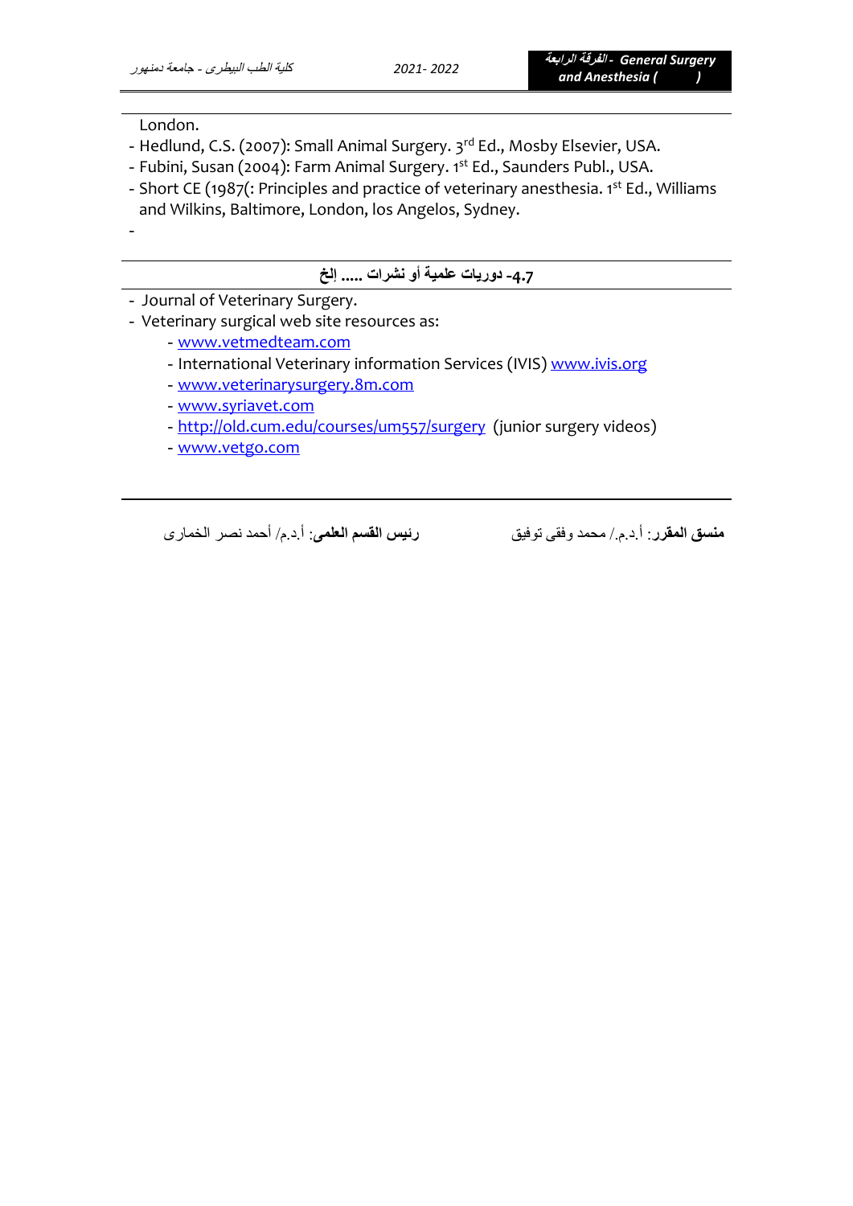London.

- Hedlund, C.S. (2007): Small Animal Surgery. 3rd Ed., Mosby Elsevier, USA.
- Fubini, Susan (2004): Farm Animal Surgery. 1st Ed., Saunders Publ., USA.
- Short CE (1987(: Principles and practice of veterinary anesthesia. 1st Ed., Williams and Wilkins, Baltimore, London, los Angelos, Sydney.
-

## 4.7- دوريات علمية أو نشرات ..... إلخ

- Journal of Veterinary Surgery.
- Veterinary surgical web site resources as:
  - www.vetmedteam.com
  - International Veterinary information Services (IVIS) www.ivis.org
  - www.veterinarysurgery.8m.com
  - www.syriavet.com
  - http://old.cum.edu/courses/um557/surgery (junior surgery videos)
  - www.vetgo.com

**منسق المقرر**: أ.د.م./ محمد وفقي توفيق

**رئيس القسم العلمى**: أ.د.م/ أحمد نصر الخمارى